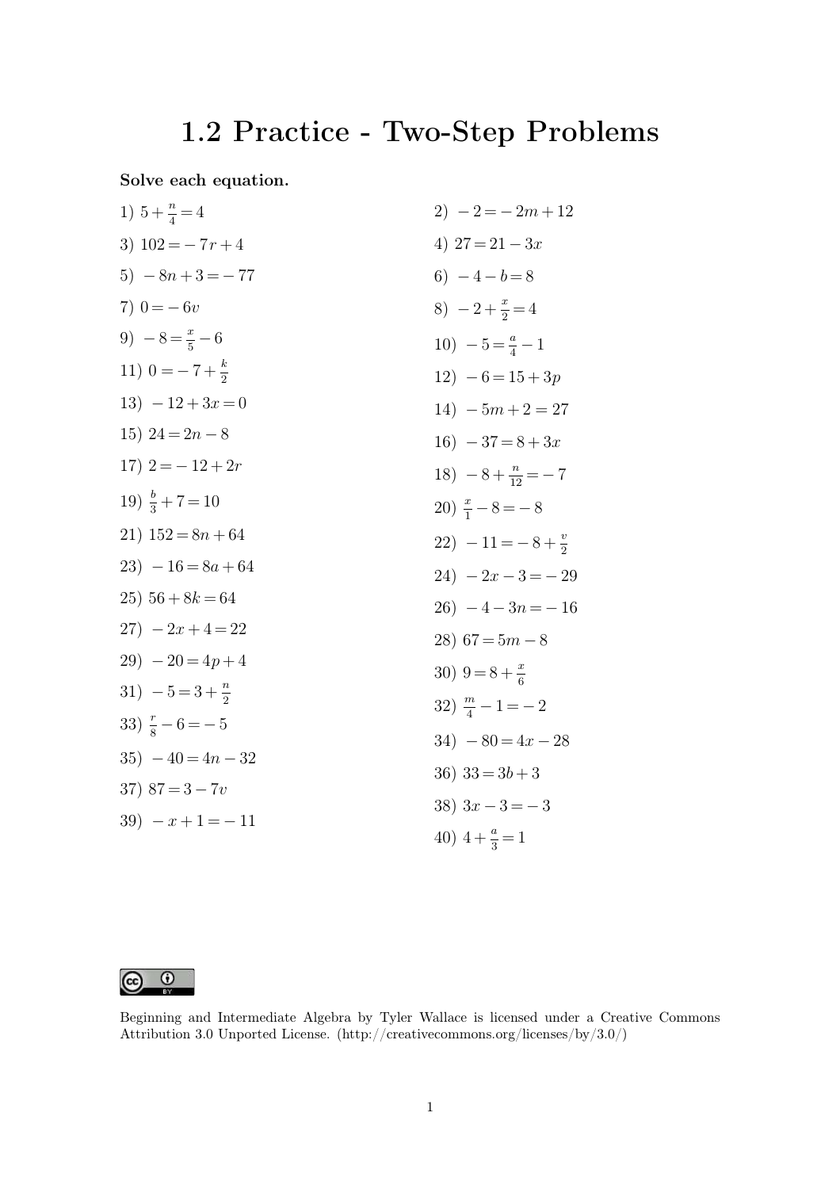# 1.2 Practice - Two-Step Problems

**Solve each equation.**

1) $5 + \frac{n}{4} = 4$

2) $-2 = -2m + 12$

3) $102 = -7r + 4$

4) $27 = 21 - 3x$

5) $-8n + 3 = -77$

6) $-4 - b = 8$

7) $0 = -6v$

8) $-2 + \frac{x}{2} = 4$

9) $-8 = \frac{x}{5} - 6$

10) $-5 = \frac{a}{4} - 1$

11) $0 = -7 + \frac{k}{2}$

12) $-6 = 15 + 3p$

13) $-12 + 3x = 0$

14) $-5m + 2 = 27$

15) $24 = 2n - 8$

16) $-37 = 8 + 3x$

17) $2 = -12 + 2r$

18) $-8 + \frac{n}{12} = -7$

19) $\frac{b}{3} + 7 = 10$

20) $\frac{x}{1} - 8 = -8$

21) $152 = 8n + 64$

22) $-11 = -8 + \frac{v}{2}$

23) $-16 = 8a + 64$

24) $-2x - 3 = -29$

25) $56 + 8k = 64$

26) $-4 - 3n = -16$

27) $-2x + 4 = 22$

28) $67 = 5m - 8$

29) $-20 = 4p + 4$

30) $9 = 8 + \frac{x}{6}$

31) $-5 = 3 + \frac{n}{2}$

32) $\frac{m}{4} - 1 = -2$

33) $\frac{r}{8} - 6 = -5$

34) $-80 = 4x - 28$

35) $-40 = 4n - 32$

36) $33 = 3b + 3$

37) $87 = 3 - 7v$

38) $3x - 3 = -3$

39) $-x + 1 = -11$

40) $4 + \frac{a}{3} = 1$

Beginning and Intermediate Algebra by Tyler Wallace is licensed under a Creative Commons Attribution 3.0 Unported License. (http://creativecommons.org/licenses/by/3.0/)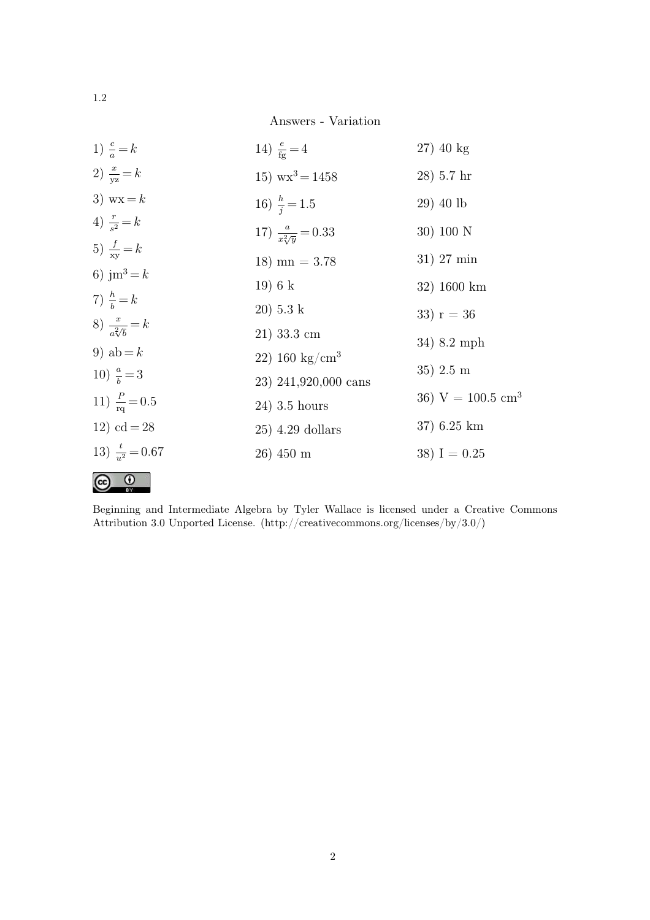1.2

## Answers - Variation

1) $\frac{c}{a} = k$

2) $\frac{x}{\text{yz}} = k$

3) $\text{wx} = k$

4) $\frac{r}{s^2} = k$

5) $\frac{f}{\text{xy}} = k$

6) $\text{jm}^3 = k$

7) $\frac{h}{b} = k$

8) $\frac{x}{a^2\sqrt{b}} = k$

9) $\text{ab} = k$

10) $\frac{a}{b} = 3$

11) $\frac{P}{\text{rq}} = 0.5$

12) $\text{cd} = 28$

13) $\frac{t}{u^2} = 0.67$

14) $\frac{e}{\text{fg}} = 4$

15) $\text{wx}^3 = 1458$

16) $\frac{h}{j} = 1.5$

17) $\frac{a}{x^2\sqrt{y}} = 0.33$

18) $\text{mn} = 3.78$

19) 6 k

20) 5.3 k

21) 33.3 cm

22) 160 $\text{kg/cm}^3$

23) 241,920,000 cans

24) 3.5 hours

25) 4.29 dollars

26) 450 m

27) 40 kg

28) 5.7 hr

29) 40 lb

30) 100 N

31) 27 min

32) 1600 km

33) r = 36

34) 8.2 mph

35) 2.5 m

36) V = 100.5 $\text{cm}^3$

37) 6.25 km

38) I = 0.25

Beginning and Intermediate Algebra by Tyler Wallace is licensed under a Creative Commons Attribution 3.0 Unported License. (http://creativecommons.org/licenses/by/3.0/)